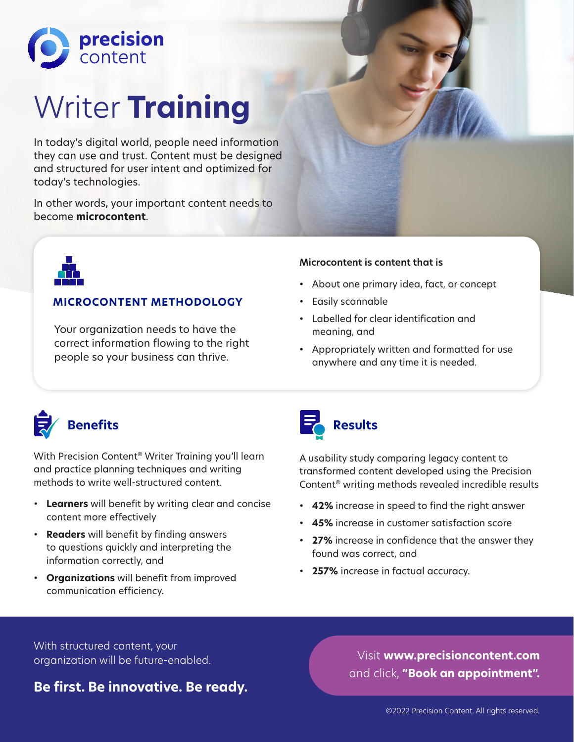precision content

# Writer **Training**

In today's digital world, people need information they can use and trust. Content must be designed and structured for user intent and optimized for today's technologies.

In other words, your important content needs to become **microcontent**.

## MICROCONTENT METHODOLOGY

Your organization needs to have the correct information flowing to the right people so your business can thrive.

**Microcontent is content that is**

- About one primary idea, fact, or concept
- Easily scannable
- Labelled for clear identification and meaning, and
- Appropriately written and formatted for use anywhere and any time it is needed.

## Benefits

With Precision Content® Writer Training you'll learn and practice planning techniques and writing methods to write well-structured content.

- **Learners** will benefit by writing clear and concise content more effectively
- **Readers** will benefit by finding answers to questions quickly and interpreting the information correctly, and
- **Organizations** will benefit from improved communication efficiency.

## Results

A usability study comparing legacy content to transformed content developed using the Precision Content® writing methods revealed incredible results

- **42%** increase in speed to find the right answer
- **45%** increase in customer satisfaction score
- **27%** increase in confidence that the answer they found was correct, and
- **257%** increase in factual accuracy.

With structured content, your organization will be future-enabled.

**Be first. Be innovative. Be ready.**

Visit **www.precisioncontent.com** and click, **"Book an appointment".**

©2022 Precision Content. All rights reserved.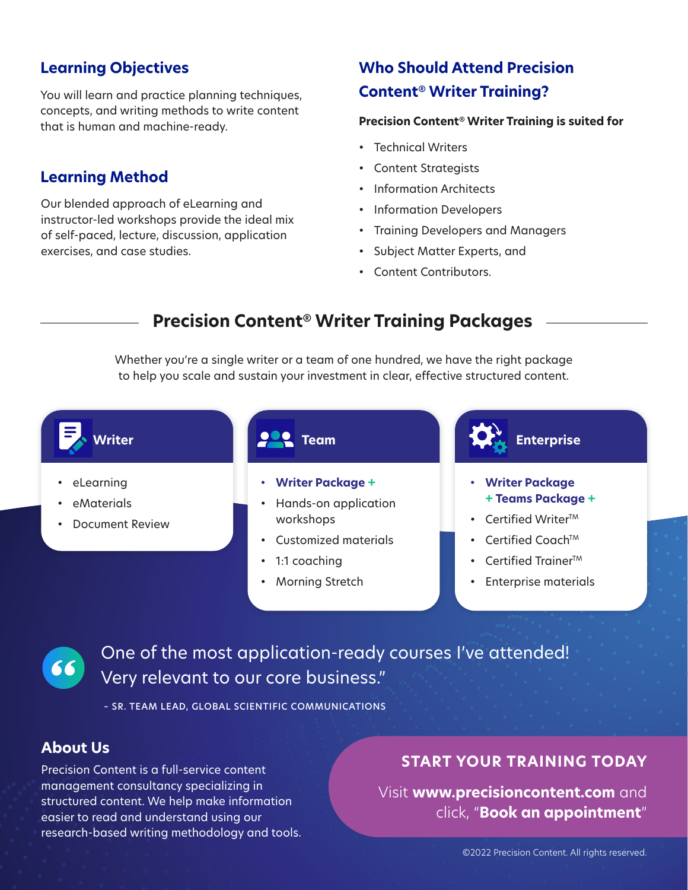## Learning Objectives

You will learn and practice planning techniques, concepts, and writing methods to write content that is human and machine-ready.

## Learning Method

Our blended approach of eLearning and instructor-led workshops provide the ideal mix of self-paced, lecture, discussion, application exercises, and case studies.

## Who Should Attend Precision Content® Writer Training?

**Precision Content® Writer Training is suited for**

- Technical Writers
- Content Strategists
- Information Architects
- Information Developers
- Training Developers and Managers
- Subject Matter Experts, and
- Content Contributors.

## Precision Content® Writer Training Packages

Whether you're a single writer or a team of one hundred, we have the right package to help you scale and sustain your investment in clear, effective structured content.

### Writer

- eLearning
- eMaterials
- Document Review

### Team

- **Writer Package +**
- Hands-on application workshops
- Customized materials
- 1:1 coaching
- Morning Stretch

### Enterprise

- **Writer Package + Teams Package +**
- Certified Writer™
- Certified Coach™
- Certified Trainer™
- Enterprise materials

> One of the most application-ready courses I've attended! Very relevant to our core business."
>
> – SR. TEAM LEAD, GLOBAL SCIENTIFIC COMMUNICATIONS

## About Us

Precision Content is a full-service content management consultancy specializing in structured content. We help make information easier to read and understand using our research-based writing methodology and tools.

## START YOUR TRAINING TODAY

Visit **www.precisioncontent.com** and click, "**Book an appointment**"

©2022 Precision Content. All rights reserved.